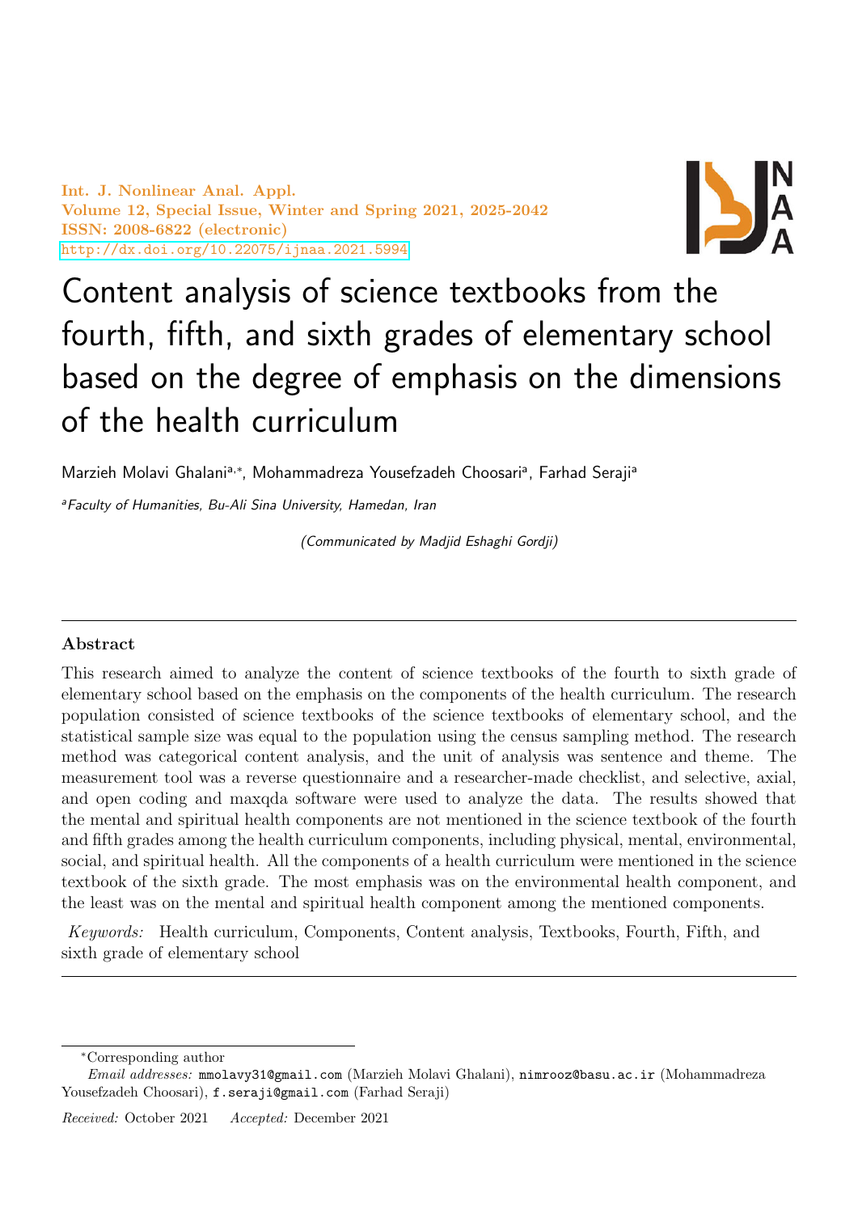# Content analysis of science textbooks from the fourth, fifth, and sixth grades of elementary school based on the degree of emphasis on the dimensions of the health curriculum

Marzieh Molavi Ghalani[a,*], Mohammadreza Yousefzadeh Choosari[a], Farhad Seraji[a]

[a]*Faculty of Humanities, Bu-Ali Sina University, Hamedan, Iran*

*(Communicated by Madjid Eshaghi Gordji)*

---

## Abstract

This research aimed to analyze the content of science textbooks of the fourth to sixth grade of elementary school based on the emphasis on the components of the health curriculum. The research population consisted of science textbooks of the science textbooks of elementary school, and the statistical sample size was equal to the population using the census sampling method. The research method was categorical content analysis, and the unit of analysis was sentence and theme. The measurement tool was a reverse questionnaire and a researcher-made checklist, and selective, axial, and open coding and maxqda software were used to analyze the data. The results showed that the mental and spiritual health components are not mentioned in the science textbook of the fourth and fifth grades among the health curriculum components, including physical, mental, environmental, social, and spiritual health. All the components of a health curriculum were mentioned in the science textbook of the sixth grade. The most emphasis was on the environmental health component, and the least was on the mental and spiritual health component among the mentioned components.

*Keywords:* Health curriculum, Components, Content analysis, Textbooks, Fourth, Fifth, and sixth grade of elementary school

---

*Corresponding author

*Email addresses:* mmolavy31@gmail.com (Marzieh Molavi Ghalani), nimrooz@basu.ac.ir (Mohammadreza Yousefzadeh Choosari), f.seraji@gmail.com (Farhad Seraji)

*Received:* October 2021 *Accepted:* December 2021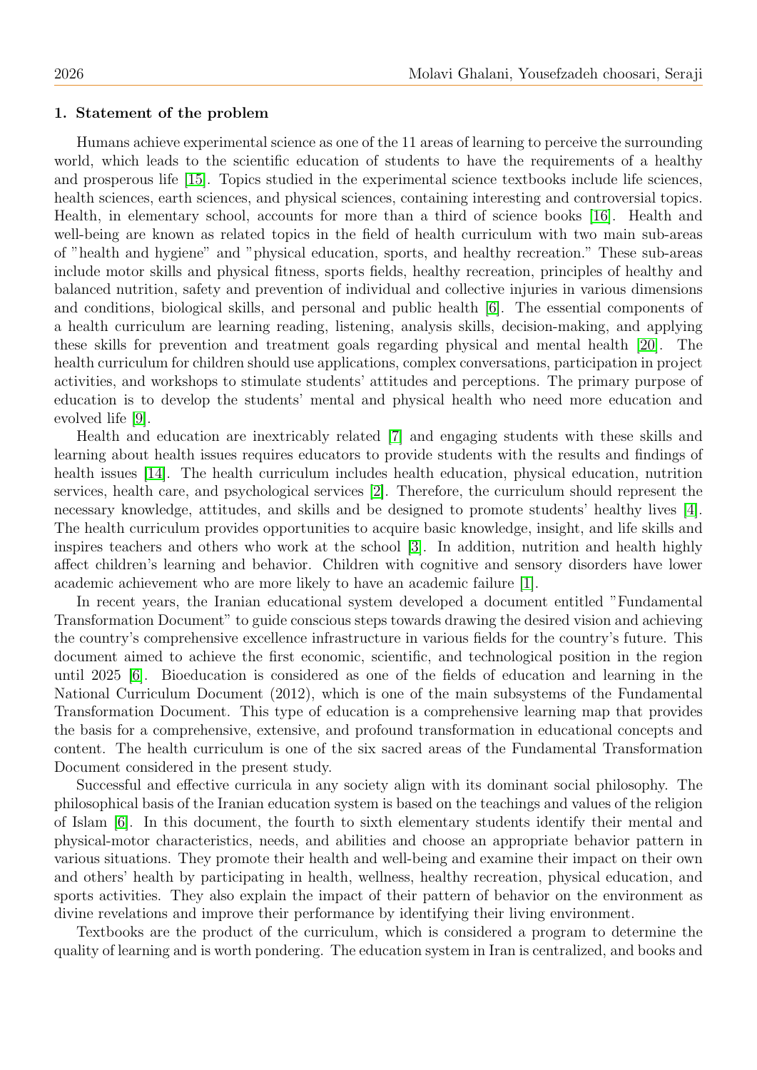## 1. Statement of the problem

Humans achieve experimental science as one of the 11 areas of learning to perceive the surrounding world, which leads to the scientific education of students to have the requirements of a healthy and prosperous life [15]. Topics studied in the experimental science textbooks include life sciences, health sciences, earth sciences, and physical sciences, containing interesting and controversial topics. Health, in elementary school, accounts for more than a third of science books [16]. Health and well-being are known as related topics in the field of health curriculum with two main sub-areas of "health and hygiene" and "physical education, sports, and healthy recreation." These sub-areas include motor skills and physical fitness, sports fields, healthy recreation, principles of healthy and balanced nutrition, safety and prevention of individual and collective injuries in various dimensions and conditions, biological skills, and personal and public health [6]. The essential components of a health curriculum are learning reading, listening, analysis skills, decision-making, and applying these skills for prevention and treatment goals regarding physical and mental health [20]. The health curriculum for children should use applications, complex conversations, participation in project activities, and workshops to stimulate students' attitudes and perceptions. The primary purpose of education is to develop the students' mental and physical health who need more education and evolved life [9].

Health and education are inextricably related [7] and engaging students with these skills and learning about health issues requires educators to provide students with the results and findings of health issues [14]. The health curriculum includes health education, physical education, nutrition services, health care, and psychological services [2]. Therefore, the curriculum should represent the necessary knowledge, attitudes, and skills and be designed to promote students' healthy lives [4]. The health curriculum provides opportunities to acquire basic knowledge, insight, and life skills and inspires teachers and others who work at the school [3]. In addition, nutrition and health highly affect children's learning and behavior. Children with cognitive and sensory disorders have lower academic achievement who are more likely to have an academic failure [1].

In recent years, the Iranian educational system developed a document entitled "Fundamental Transformation Document" to guide conscious steps towards drawing the desired vision and achieving the country's comprehensive excellence infrastructure in various fields for the country's future. This document aimed to achieve the first economic, scientific, and technological position in the region until 2025 [6]. Bioeducation is considered as one of the fields of education and learning in the National Curriculum Document (2012), which is one of the main subsystems of the Fundamental Transformation Document. This type of education is a comprehensive learning map that provides the basis for a comprehensive, extensive, and profound transformation in educational concepts and content. The health curriculum is one of the six sacred areas of the Fundamental Transformation Document considered in the present study.

Successful and effective curricula in any society align with its dominant social philosophy. The philosophical basis of the Iranian education system is based on the teachings and values of the religion of Islam [6]. In this document, the fourth to sixth elementary students identify their mental and physical-motor characteristics, needs, and abilities and choose an appropriate behavior pattern in various situations. They promote their health and well-being and examine their impact on their own and others' health by participating in health, wellness, healthy recreation, physical education, and sports activities. They also explain the impact of their pattern of behavior on the environment as divine revelations and improve their performance by identifying their living environment.

Textbooks are the product of the curriculum, which is considered a program to determine the quality of learning and is worth pondering. The education system in Iran is centralized, and books and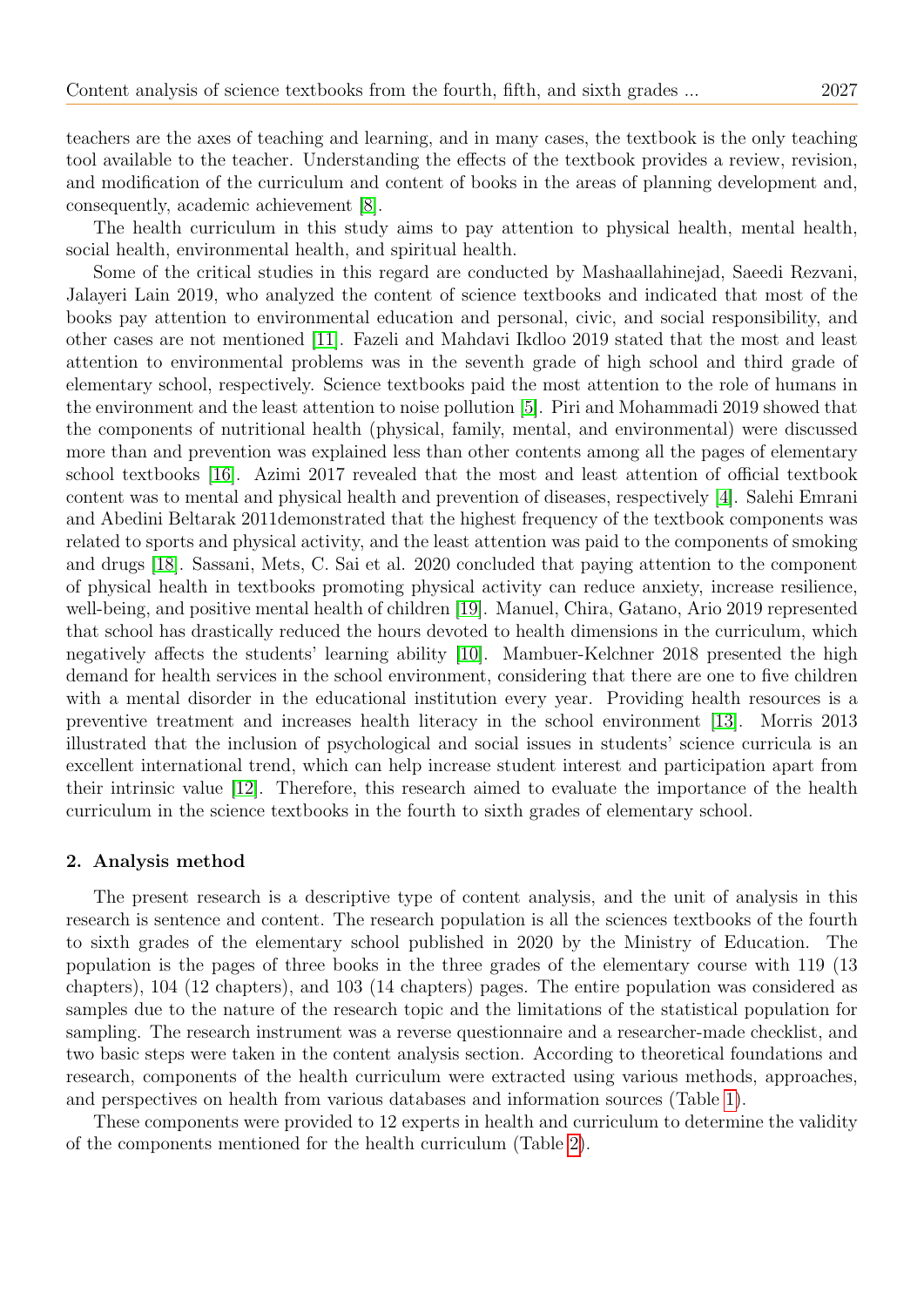teachers are the axes of teaching and learning, and in many cases, the textbook is the only teaching tool available to the teacher. Understanding the effects of the textbook provides a review, revision, and modification of the curriculum and content of books in the areas of planning development and, consequently, academic achievement [8].

The health curriculum in this study aims to pay attention to physical health, mental health, social health, environmental health, and spiritual health.

Some of the critical studies in this regard are conducted by Mashaallahinejad, Saeedi Rezvani, Jalayeri Lain 2019, who analyzed the content of science textbooks and indicated that most of the books pay attention to environmental education and personal, civic, and social responsibility, and other cases are not mentioned [11]. Fazeli and Mahdavi Ikdloo 2019 stated that the most and least attention to environmental problems was in the seventh grade of high school and third grade of elementary school, respectively. Science textbooks paid the most attention to the role of humans in the environment and the least attention to noise pollution [5]. Piri and Mohammadi 2019 showed that the components of nutritional health (physical, family, mental, and environmental) were discussed more than and prevention was explained less than other contents among all the pages of elementary school textbooks [16]. Azimi 2017 revealed that the most and least attention of official textbook content was to mental and physical health and prevention of diseases, respectively [4]. Salehi Emrani and Abedini Beltarak 2011demonstrated that the highest frequency of the textbook components was related to sports and physical activity, and the least attention was paid to the components of smoking and drugs [18]. Sassani, Mets, C. Sai et al. 2020 concluded that paying attention to the component of physical health in textbooks promoting physical activity can reduce anxiety, increase resilience, well-being, and positive mental health of children [19]. Manuel, Chira, Gatano, Ario 2019 represented that school has drastically reduced the hours devoted to health dimensions in the curriculum, which negatively affects the students' learning ability [10]. Mambuer-Kelchner 2018 presented the high demand for health services in the school environment, considering that there are one to five children with a mental disorder in the educational institution every year. Providing health resources is a preventive treatment and increases health literacy in the school environment [13]. Morris 2013 illustrated that the inclusion of psychological and social issues in students' science curricula is an excellent international trend, which can help increase student interest and participation apart from their intrinsic value [12]. Therefore, this research aimed to evaluate the importance of the health curriculum in the science textbooks in the fourth to sixth grades of elementary school.

## 2. Analysis method

The present research is a descriptive type of content analysis, and the unit of analysis in this research is sentence and content. The research population is all the sciences textbooks of the fourth to sixth grades of the elementary school published in 2020 by the Ministry of Education. The population is the pages of three books in the three grades of the elementary course with 119 (13 chapters), 104 (12 chapters), and 103 (14 chapters) pages. The entire population was considered as samples due to the nature of the research topic and the limitations of the statistical population for sampling. The research instrument was a reverse questionnaire and a researcher-made checklist, and two basic steps were taken in the content analysis section. According to theoretical foundations and research, components of the health curriculum were extracted using various methods, approaches, and perspectives on health from various databases and information sources (Table 1).

These components were provided to 12 experts in health and curriculum to determine the validity of the components mentioned for the health curriculum (Table 2).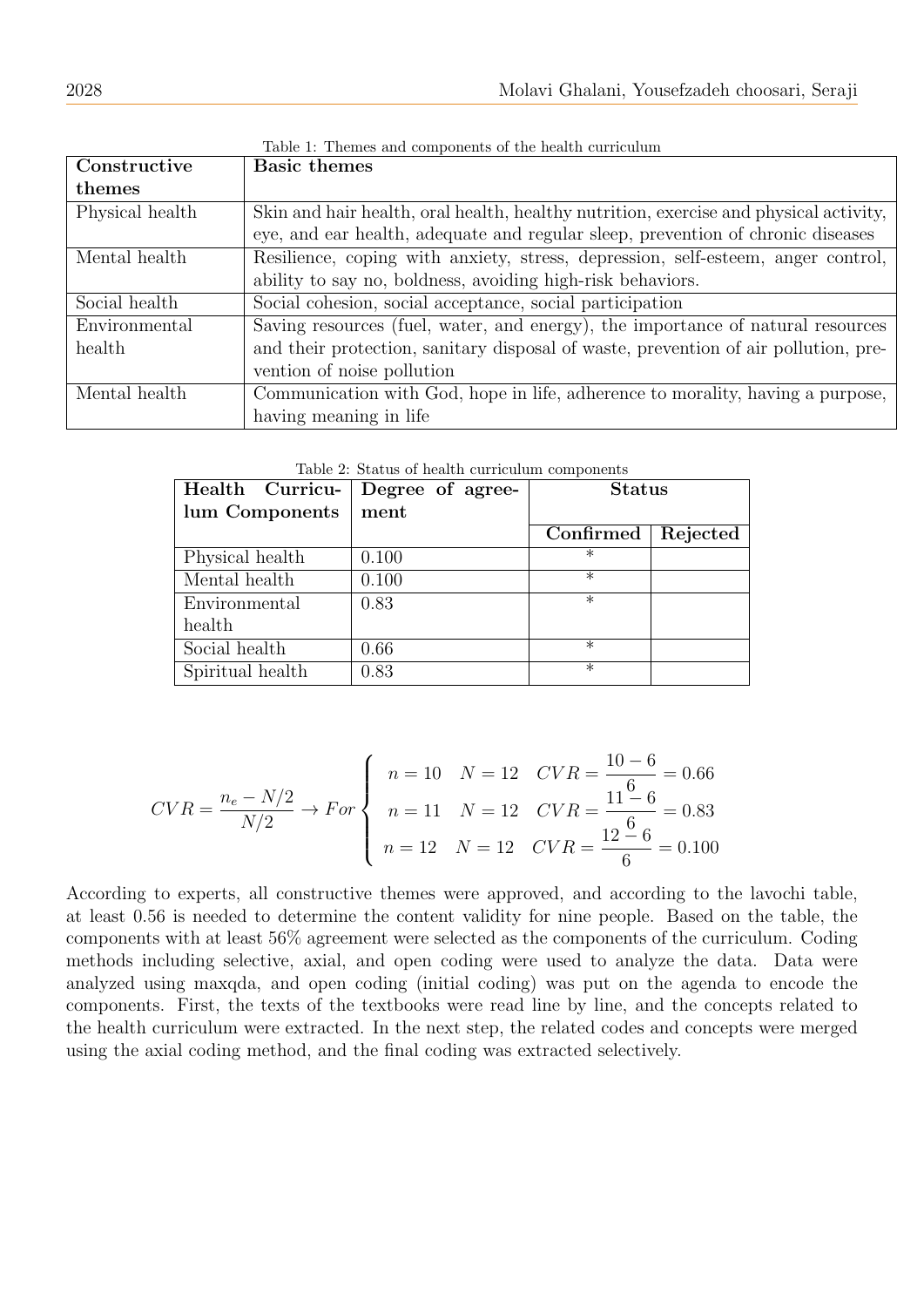Table 1: Themes and components of the health curriculum

| **Constructive themes** | **Basic themes** |
|---|---|
| Physical health | Skin and hair health, oral health, healthy nutrition, exercise and physical activity, eye, and ear health, adequate and regular sleep, prevention of chronic diseases |
| Mental health | Resilience, coping with anxiety, stress, depression, self-esteem, anger control, ability to say no, boldness, avoiding high-risk behaviors. |
| Social health | Social cohesion, social acceptance, social participation |
| Environmental health | Saving resources (fuel, water, and energy), the importance of natural resources and their protection, sanitary disposal of waste, prevention of air pollution, prevention of noise pollution |
| Mental health | Communication with God, hope in life, adherence to morality, having a purpose, having meaning in life |

Table 2: Status of health curriculum components

| **Health Curriculum Components** | **Degree of agreement** | **Status** | |
|---|---|---|---|
| | | **Confirmed** | **Rejected** |
| Physical health | 0.100 | * | |
| Mental health | 0.100 | * | |
| Environmental health | 0.83 | * | |
| Social health | 0.66 | * | |
| Spiritual health | 0.83 | * | |

$$CVR = \frac{n_e - N/2}{N/2} \rightarrow For \begin{cases} n = 10 \quad N = 12 \quad CVR = \dfrac{10-6}{6} = 0.66 \\ n = 11 \quad N = 12 \quad CVR = \dfrac{11-6}{6} = 0.83 \\ n = 12 \quad N = 12 \quad CVR = \dfrac{12-6}{6} = 0.100 \end{cases}$$

According to experts, all constructive themes were approved, and according to the lavochi table, at least 0.56 is needed to determine the content validity for nine people. Based on the table, the components with at least 56% agreement were selected as the components of the curriculum. Coding methods including selective, axial, and open coding were used to analyze the data. Data were analyzed using maxqda, and open coding (initial coding) was put on the agenda to encode the components. First, the texts of the textbooks were read line by line, and the concepts related to the health curriculum were extracted. In the next step, the related codes and concepts were merged using the axial coding method, and the final coding was extracted selectively.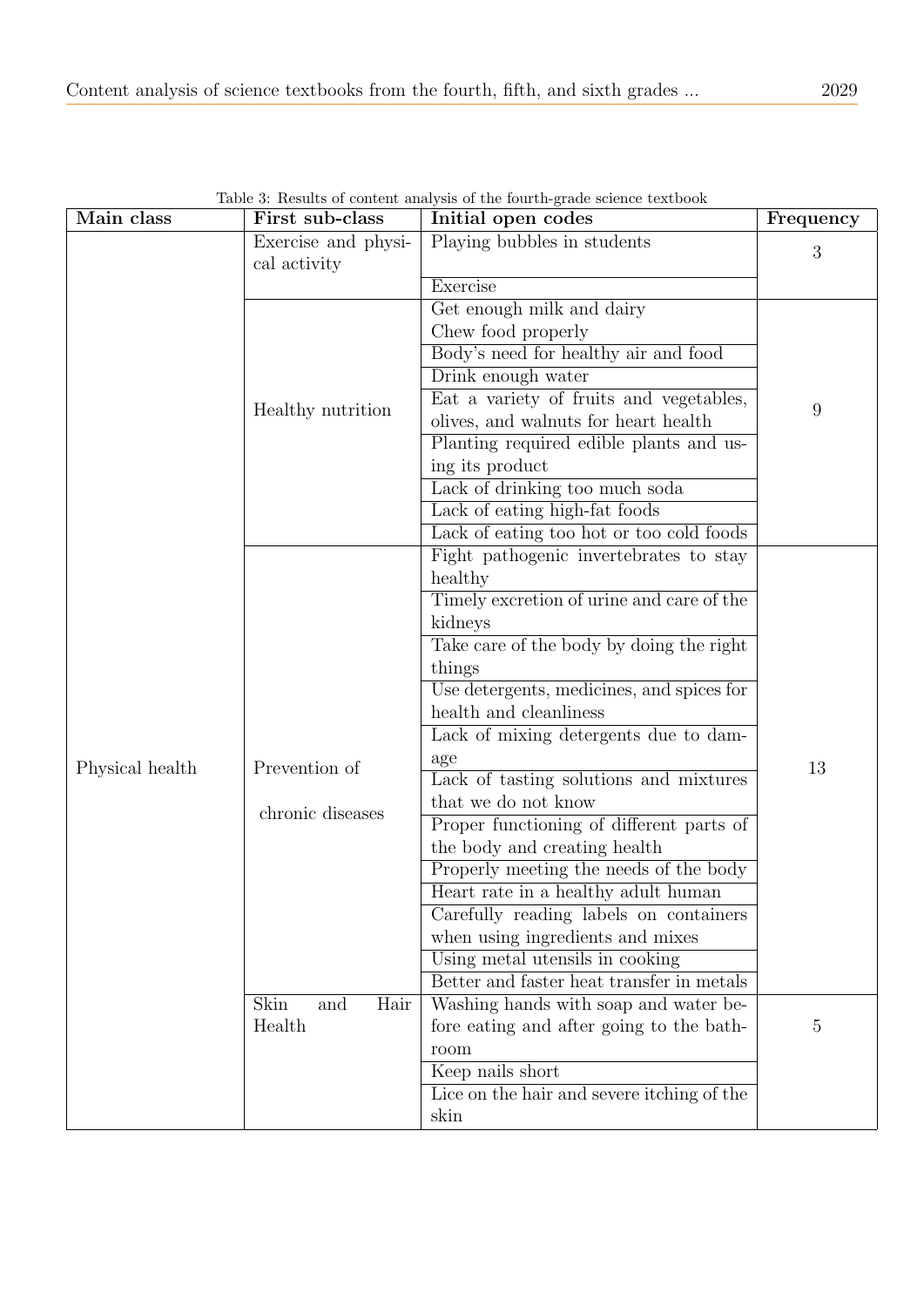Table 3: Results of content analysis of the fourth-grade science textbook

| Main class | First sub-class | Initial open codes | Frequency |
|---|---|---|---|
| Physical health | Exercise and physical activity | Playing bubbles in students | 3 |
| | | Exercise | |
| | Healthy nutrition | Get enough milk and dairy<br>Chew food properly | 9 |
| | | Body's need for healthy air and food | |
| | | Drink enough water | |
| | | Eat a variety of fruits and vegetables, olives, and walnuts for heart health | |
| | | Planting required edible plants and using its product | |
| | | Lack of drinking too much soda | |
| | | Lack of eating high-fat foods | |
| | | Lack of eating too hot or too cold foods | |
| | Prevention of chronic diseases | Fight pathogenic invertebrates to stay healthy | 13 |
| | | Timely excretion of urine and care of the kidneys | |
| | | Take care of the body by doing the right things | |
| | | Use detergents, medicines, and spices for health and cleanliness | |
| | | Lack of mixing detergents due to damage | |
| | | Lack of tasting solutions and mixtures that we do not know | |
| | | Proper functioning of different parts of the body and creating health | |
| | | Properly meeting the needs of the body | |
| | | Heart rate in a healthy adult human | |
| | | Carefully reading labels on containers when using ingredients and mixes | |
| | | Using metal utensils in cooking | |
| | | Better and faster heat transfer in metals | |
| | Skin and Hair Health | Washing hands with soap and water before eating and after going to the bathroom | 5 |
| | | Keep nails short | |
| | | Lice on the hair and severe itching of the skin | |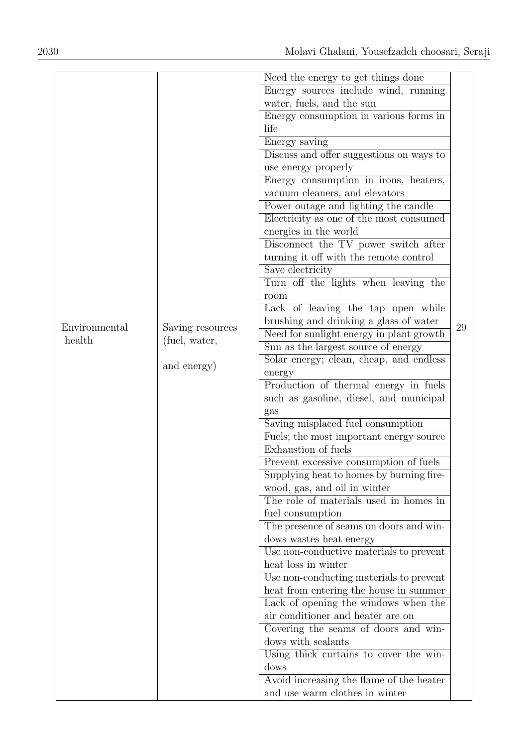| | | | |
|---|---|---|---|
| Environmental health | Saving resources (fuel, water, and energy) | Need the energy to get things done | 29 |
| | | Energy sources include wind, running water, fuels, and the sun | |
| | | Energy consumption in various forms in life | |
| | | Energy saving | |
| | | Discuss and offer suggestions on ways to use energy properly | |
| | | Energy consumption in irons, heaters, vacuum cleaners, and elevators | |
| | | Power outage and lighting the candle | |
| | | Electricity as one of the most consumed energies in the world | |
| | | Disconnect the TV power switch after turning it off with the remote control | |
| | | Save electricity | |
| | | Turn off the lights when leaving the room | |
| | | Lack of leaving the tap open while brushing and drinking a glass of water | |
| | | Need for sunlight energy in plant growth | |
| | | Sun as the largest source of energy | |
| | | Solar energy; clean, cheap, and endless energy | |
| | | Production of thermal energy in fuels such as gasoline, diesel, and municipal gas | |
| | | Saving misplaced fuel consumption | |
| | | Fuels; the most important energy source | |
| | | Exhaustion of fuels | |
| | | Prevent excessive consumption of fuels | |
| | | Supplying heat to homes by burning firewood, gas, and oil in winter | |
| | | The role of materials used in homes in fuel consumption | |
| | | The presence of seams on doors and windows wastes heat energy | |
| | | Use non-conductive materials to prevent heat loss in winter | |
| | | Use non-conducting materials to prevent heat from entering the house in summer | |
| | | Lack of opening the windows when the air conditioner and heater are on | |
| | | Covering the seams of doors and windows with sealants | |
| | | Using thick curtains to cover the windows | |
| | | Avoid increasing the flame of the heater and use warm clothes in winter | |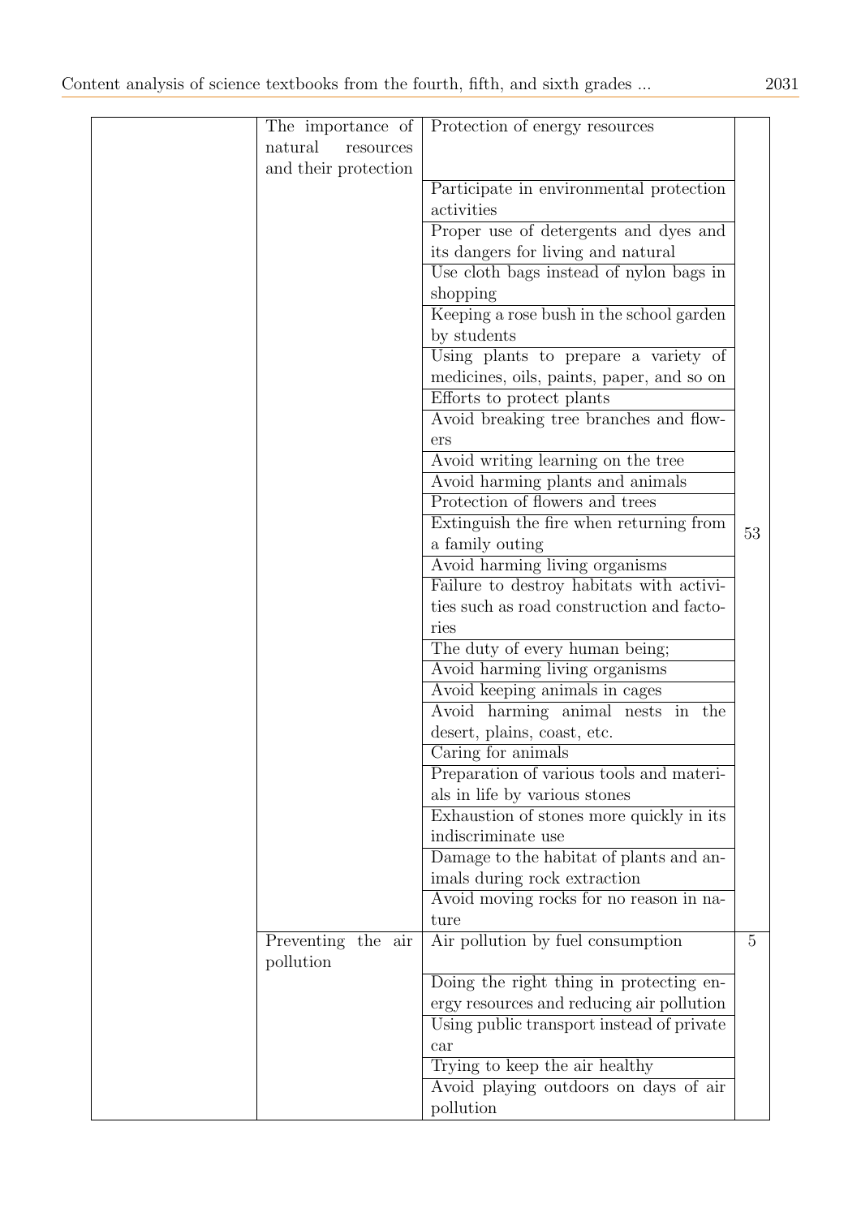| | | | |
|---|---|---|---|
| | The importance of natural resources and their protection | Protection of energy resources | 53 |
| | | Participate in environmental protection activities | |
| | | Proper use of detergents and dyes and its dangers for living and natural | |
| | | Use cloth bags instead of nylon bags in shopping | |
| | | Keeping a rose bush in the school garden by students | |
| | | Using plants to prepare a variety of medicines, oils, paints, paper, and so on | |
| | | Efforts to protect plants | |
| | | Avoid breaking tree branches and flowers | |
| | | Avoid writing learning on the tree | |
| | | Avoid harming plants and animals | |
| | | Protection of flowers and trees | |
| | | Extinguish the fire when returning from a family outing | |
| | | Avoid harming living organisms | |
| | | Failure to destroy habitats with activities such as road construction and factories | |
| | | The duty of every human being; | |
| | | Avoid harming living organisms | |
| | | Avoid keeping animals in cages | |
| | | Avoid harming animal nests in the desert, plains, coast, etc. | |
| | | Caring for animals | |
| | | Preparation of various tools and materials in life by various stones | |
| | | Exhaustion of stones more quickly in its indiscriminate use | |
| | | Damage to the habitat of plants and animals during rock extraction | |
| | | Avoid moving rocks for no reason in nature | |
| | Preventing the air pollution | Air pollution by fuel consumption | 5 |
| | | Doing the right thing in protecting energy resources and reducing air pollution | |
| | | Using public transport instead of private car | |
| | | Trying to keep the air healthy | |
| | | Avoid playing outdoors on days of air pollution | |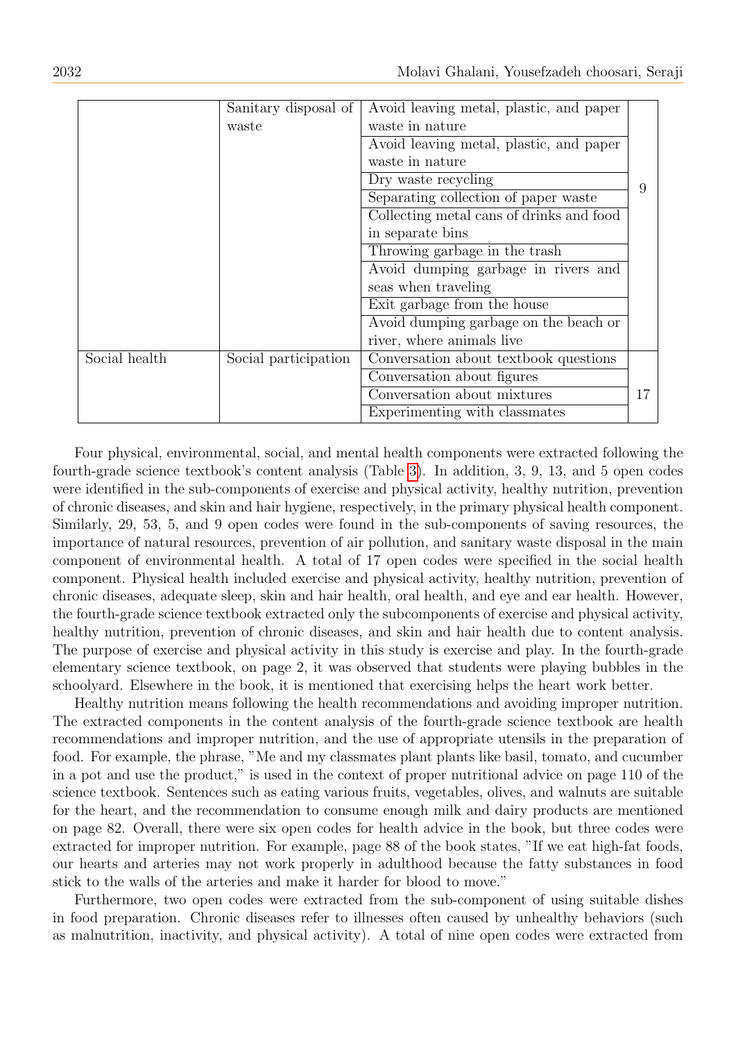| | | | |
|---|---|---|---|
| | Sanitary disposal of waste | Avoid leaving metal, plastic, and paper waste in nature | 9 |
| | | Avoid leaving metal, plastic, and paper waste in nature | |
| | | Dry waste recycling | |
| | | Separating collection of paper waste | |
| | | Collecting metal cans of drinks and food in separate bins | |
| | | Throwing garbage in the trash | |
| | | Avoid dumping garbage in rivers and seas when traveling | |
| | | Exit garbage from the house | |
| | | Avoid dumping garbage on the beach or river, where animals live | |
| Social health | Social participation | Conversation about textbook questions | 17 |
| | | Conversation about figures | |
| | | Conversation about mixtures | |
| | | Experimenting with classmates | |

Four physical, environmental, social, and mental health components were extracted following the fourth-grade science textbook's content analysis (Table 3). In addition, 3, 9, 13, and 5 open codes were identified in the sub-components of exercise and physical activity, healthy nutrition, prevention of chronic diseases, and skin and hair hygiene, respectively, in the primary physical health component. Similarly, 29, 53, 5, and 9 open codes were found in the sub-components of saving resources, the importance of natural resources, prevention of air pollution, and sanitary waste disposal in the main component of environmental health. A total of 17 open codes were specified in the social health component. Physical health included exercise and physical activity, healthy nutrition, prevention of chronic diseases, adequate sleep, skin and hair health, oral health, and eye and ear health. However, the fourth-grade science textbook extracted only the subcomponents of exercise and physical activity, healthy nutrition, prevention of chronic diseases, and skin and hair health due to content analysis. The purpose of exercise and physical activity in this study is exercise and play. In the fourth-grade elementary science textbook, on page 2, it was observed that students were playing bubbles in the schoolyard. Elsewhere in the book, it is mentioned that exercising helps the heart work better.

Healthy nutrition means following the health recommendations and avoiding improper nutrition. The extracted components in the content analysis of the fourth-grade science textbook are health recommendations and improper nutrition, and the use of appropriate utensils in the preparation of food. For example, the phrase, "Me and my classmates plant plants like basil, tomato, and cucumber in a pot and use the product," is used in the context of proper nutritional advice on page 110 of the science textbook. Sentences such as eating various fruits, vegetables, olives, and walnuts are suitable for the heart, and the recommendation to consume enough milk and dairy products are mentioned on page 82. Overall, there were six open codes for health advice in the book, but three codes were extracted for improper nutrition. For example, page 88 of the book states, "If we eat high-fat foods, our hearts and arteries may not work properly in adulthood because the fatty substances in food stick to the walls of the arteries and make it harder for blood to move."

Furthermore, two open codes were extracted from the sub-component of using suitable dishes in food preparation. Chronic diseases refer to illnesses often caused by unhealthy behaviors (such as malnutrition, inactivity, and physical activity). A total of nine open codes were extracted from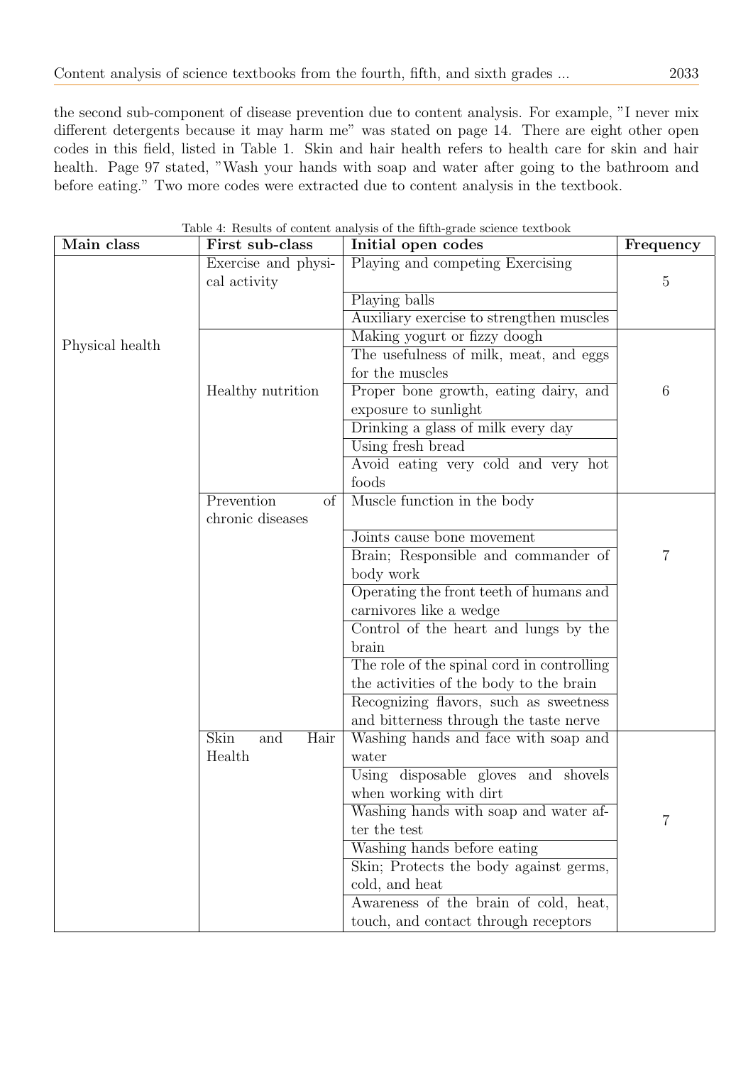the second sub-component of disease prevention due to content analysis. For example, "I never mix different detergents because it may harm me" was stated on page 14. There are eight other open codes in this field, listed in Table 1. Skin and hair health refers to health care for skin and hair health. Page 97 stated, "Wash your hands with soap and water after going to the bathroom and before eating." Two more codes were extracted due to content analysis in the textbook.

Table 4: Results of content analysis of the fifth-grade science textbook

| Main class | First sub-class | Initial open codes | Frequency |
|---|---|---|---|
| Physical health | Exercise and physical activity | Playing and competing Exercising | 5 |
| | | Playing balls | |
| | | Auxiliary exercise to strengthen muscles | |
| | Healthy nutrition | Making yogurt or fizzy doogh | 6 |
| | | The usefulness of milk, meat, and eggs for the muscles | |
| | | Proper bone growth, eating dairy, and exposure to sunlight | |
| | | Drinking a glass of milk every day | |
| | | Using fresh bread | |
| | | Avoid eating very cold and very hot foods | |
| | Prevention of chronic diseases | Muscle function in the body | 7 |
| | | Joints cause bone movement | |
| | | Brain; Responsible and commander of body work | |
| | | Operating the front teeth of humans and carnivores like a wedge | |
| | | Control of the heart and lungs by the brain | |
| | | The role of the spinal cord in controlling the activities of the body to the brain | |
| | | Recognizing flavors, such as sweetness and bitterness through the taste nerve | |
| | Skin and Hair Health | Washing hands and face with soap and water | 7 |
| | | Using disposable gloves and shovels when working with dirt | |
| | | Washing hands with soap and water after the test | |
| | | Washing hands before eating | |
| | | Skin; Protects the body against germs, cold, and heat | |
| | | Awareness of the brain of cold, heat, touch, and contact through receptors | |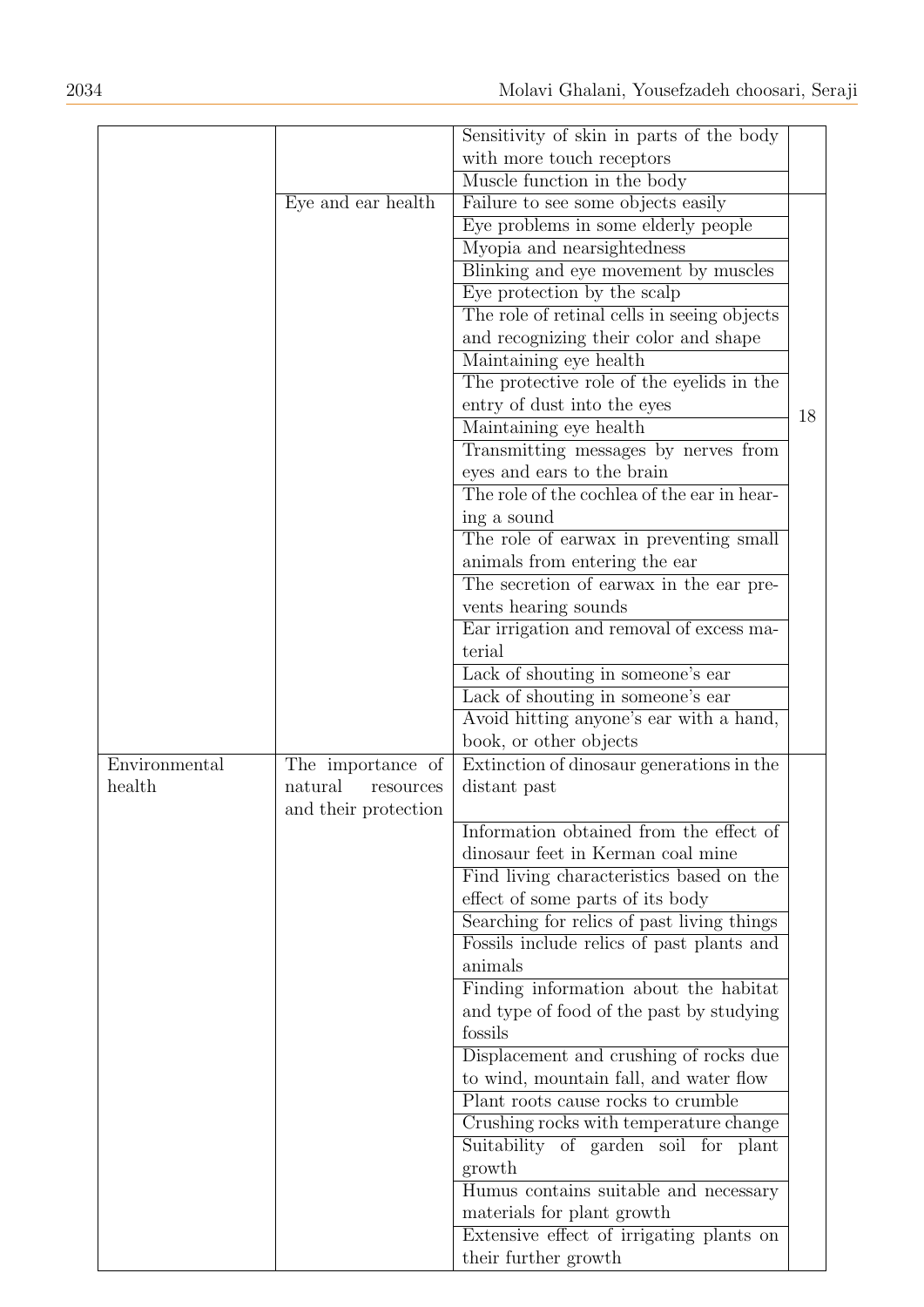|  |  |  |  |
|---|---|---|---|
|  |  | Sensitivity of skin in parts of the body with more touch receptors |  |
|  |  | Muscle function in the body |  |
|  | Eye and ear health | Failure to see some objects easily | 18 |
|  |  | Eye problems in some elderly people |  |
|  |  | Myopia and nearsightedness |  |
|  |  | Blinking and eye movement by muscles |  |
|  |  | Eye protection by the scalp |  |
|  |  | The role of retinal cells in seeing objects and recognizing their color and shape |  |
|  |  | Maintaining eye health |  |
|  |  | The protective role of the eyelids in the entry of dust into the eyes |  |
|  |  | Maintaining eye health |  |
|  |  | Transmitting messages by nerves from eyes and ears to the brain |  |
|  |  | The role of the cochlea of the ear in hearing a sound |  |
|  |  | The role of earwax in preventing small animals from entering the ear |  |
|  |  | The secretion of earwax in the ear prevents hearing sounds |  |
|  |  | Ear irrigation and removal of excess material |  |
|  |  | Lack of shouting in someone's ear |  |
|  |  | Lack of shouting in someone's ear |  |
|  |  | Avoid hitting anyone's ear with a hand, book, or other objects |  |
| Environmental health | The importance of natural resources and their protection | Extinction of dinosaur generations in the distant past |  |
|  |  | Information obtained from the effect of dinosaur feet in Kerman coal mine |  |
|  |  | Find living characteristics based on the effect of some parts of its body |  |
|  |  | Searching for relics of past living things |  |
|  |  | Fossils include relics of past plants and animals |  |
|  |  | Finding information about the habitat and type of food of the past by studying fossils |  |
|  |  | Displacement and crushing of rocks due to wind, mountain fall, and water flow |  |
|  |  | Plant roots cause rocks to crumble |  |
|  |  | Crushing rocks with temperature change |  |
|  |  | Suitability of garden soil for plant growth |  |
|  |  | Humus contains suitable and necessary materials for plant growth |  |
|  |  | Extensive effect of irrigating plants on their further growth |  |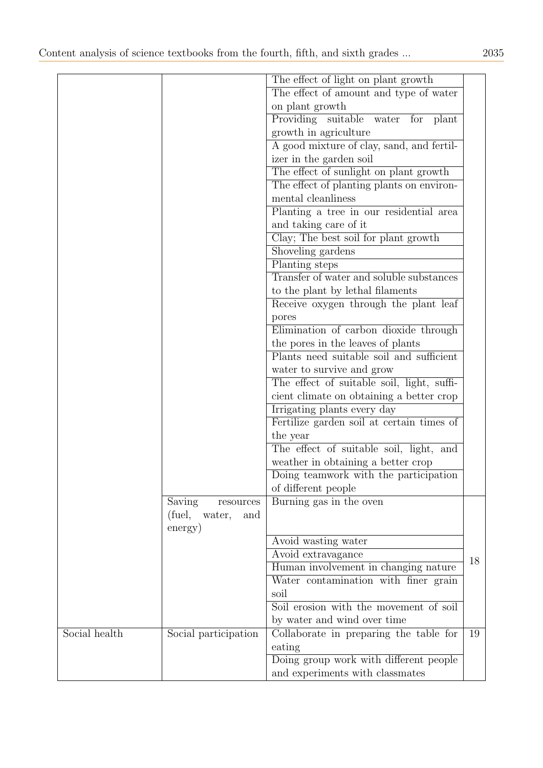| | | | |
|---|---|---|---|
| | | The effect of light on plant growth | |
| | | The effect of amount and type of water on plant growth | |
| | | Providing suitable water for plant growth in agriculture | |
| | | A good mixture of clay, sand, and fertilizer in the garden soil | |
| | | The effect of sunlight on plant growth | |
| | | The effect of planting plants on environmental cleanliness | |
| | | Planting a tree in our residential area and taking care of it | |
| | | Clay; The best soil for plant growth | |
| | | Shoveling gardens | |
| | | Planting steps | |
| | | Transfer of water and soluble substances to the plant by lethal filaments | |
| | | Receive oxygen through the plant leaf pores | |
| | | Elimination of carbon dioxide through the pores in the leaves of plants | |
| | | Plants need suitable soil and sufficient water to survive and grow | |
| | | The effect of suitable soil, light, sufficient climate on obtaining a better crop | |
| | | Irrigating plants every day | |
| | | Fertilize garden soil at certain times of the year | |
| | | The effect of suitable soil, light, and weather in obtaining a better crop | |
| | | Doing teamwork with the participation of different people | |
| | Saving resources (fuel, water, and energy) | Burning gas in the oven | 18 |
| | | Avoid wasting water | |
| | | Avoid extravagance | |
| | | Human involvement in changing nature | |
| | | Water contamination with finer grain soil | |
| | | Soil erosion with the movement of soil by water and wind over time | |
| Social health | Social participation | Collaborate in preparing the table for eating | 19 |
| | | Doing group work with different people and experiments with classmates | |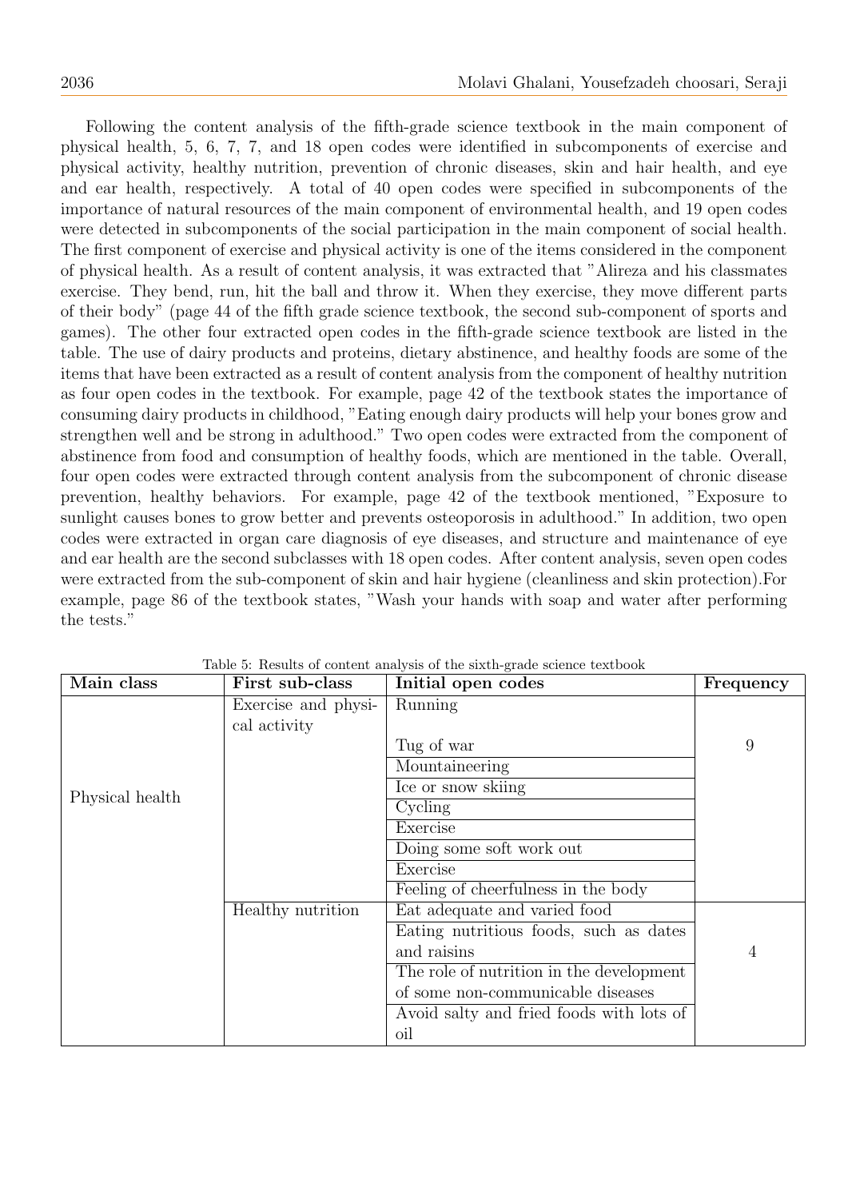Following the content analysis of the fifth-grade science textbook in the main component of physical health, 5, 6, 7, 7, and 18 open codes were identified in subcomponents of exercise and physical activity, healthy nutrition, prevention of chronic diseases, skin and hair health, and eye and ear health, respectively. A total of 40 open codes were specified in subcomponents of the importance of natural resources of the main component of environmental health, and 19 open codes were detected in subcomponents of the social participation in the main component of social health. The first component of exercise and physical activity is one of the items considered in the component of physical health. As a result of content analysis, it was extracted that "Alireza and his classmates exercise. They bend, run, hit the ball and throw it. When they exercise, they move different parts of their body" (page 44 of the fifth grade science textbook, the second sub-component of sports and games). The other four extracted open codes in the fifth-grade science textbook are listed in the table. The use of dairy products and proteins, dietary abstinence, and healthy foods are some of the items that have been extracted as a result of content analysis from the component of healthy nutrition as four open codes in the textbook. For example, page 42 of the textbook states the importance of consuming dairy products in childhood, "Eating enough dairy products will help your bones grow and strengthen well and be strong in adulthood." Two open codes were extracted from the component of abstinence from food and consumption of healthy foods, which are mentioned in the table. Overall, four open codes were extracted through content analysis from the subcomponent of chronic disease prevention, healthy behaviors. For example, page 42 of the textbook mentioned, "Exposure to sunlight causes bones to grow better and prevents osteoporosis in adulthood." In addition, two open codes were extracted in organ care diagnosis of eye diseases, and structure and maintenance of eye and ear health are the second subclasses with 18 open codes. After content analysis, seven open codes were extracted from the sub-component of skin and hair hygiene (cleanliness and skin protection).For example, page 86 of the textbook states, "Wash your hands with soap and water after performing the tests."

Table 5: Results of content analysis of the sixth-grade science textbook

| Main class | First sub-class | Initial open codes | Frequency |
|---|---|---|---|
| Physical health | Exercise and physical activity | Running | 9 |
| | | Tug of war | |
| | | Mountaineering | |
| | | Ice or snow skiing | |
| | | Cycling | |
| | | Exercise | |
| | | Doing some soft work out | |
| | | Exercise | |
| | | Feeling of cheerfulness in the body | |
| | Healthy nutrition | Eat adequate and varied food | 4 |
| | | Eating nutritious foods, such as dates and raisins | |
| | | The role of nutrition in the development of some non-communicable diseases | |
| | | Avoid salty and fried foods with lots of oil | |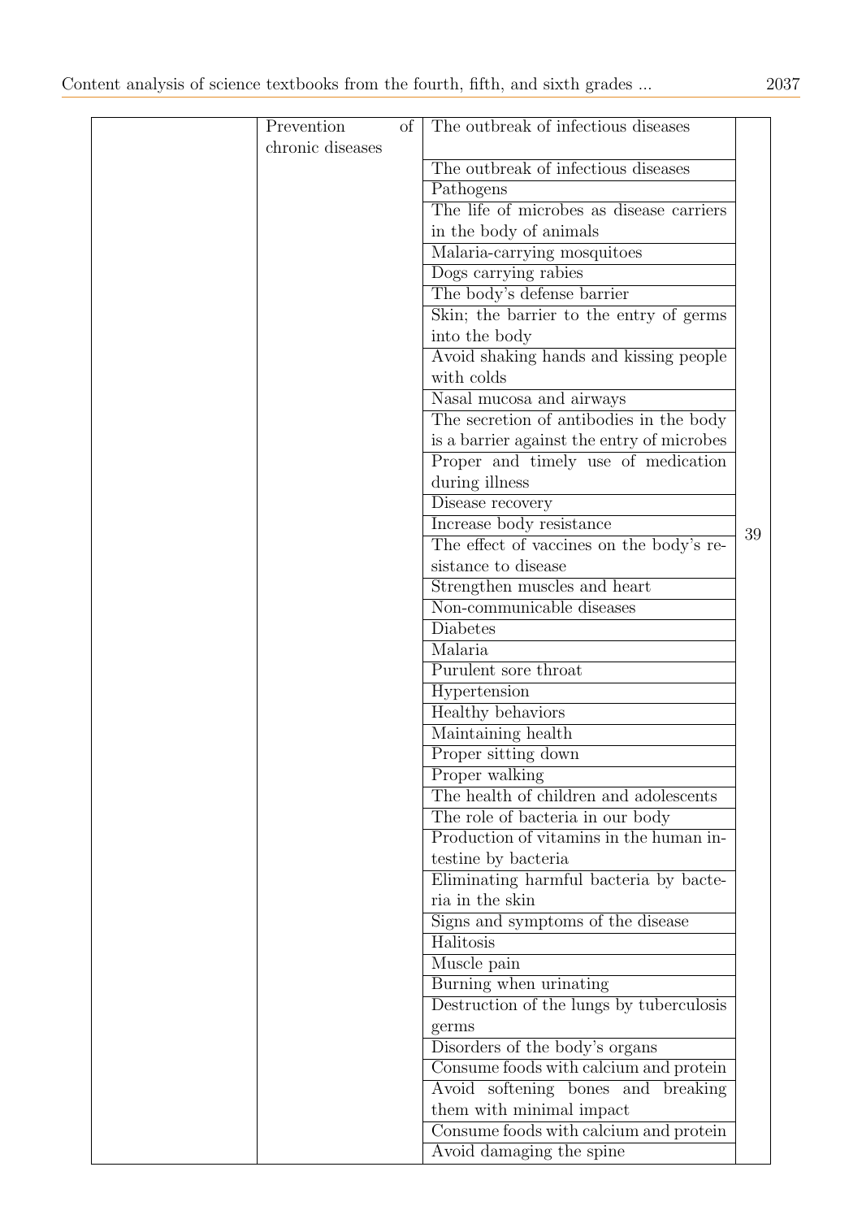|  | Prevention of chronic diseases | The outbreak of infectious diseases | 39 |
|---|---|---|---|
|  |  | The outbreak of infectious diseases |  |
|  |  | Pathogens |  |
|  |  | The life of microbes as disease carriers in the body of animals |  |
|  |  | Malaria-carrying mosquitoes |  |
|  |  | Dogs carrying rabies |  |
|  |  | The body's defense barrier |  |
|  |  | Skin; the barrier to the entry of germs into the body |  |
|  |  | Avoid shaking hands and kissing people with colds |  |
|  |  | Nasal mucosa and airways |  |
|  |  | The secretion of antibodies in the body is a barrier against the entry of microbes |  |
|  |  | Proper and timely use of medication during illness |  |
|  |  | Disease recovery |  |
|  |  | Increase body resistance |  |
|  |  | The effect of vaccines on the body's resistance to disease |  |
|  |  | Strengthen muscles and heart |  |
|  |  | Non-communicable diseases |  |
|  |  | Diabetes |  |
|  |  | Malaria |  |
|  |  | Purulent sore throat |  |
|  |  | Hypertension |  |
|  |  | Healthy behaviors |  |
|  |  | Maintaining health |  |
|  |  | Proper sitting down |  |
|  |  | Proper walking |  |
|  |  | The health of children and adolescents |  |
|  |  | The role of bacteria in our body |  |
|  |  | Production of vitamins in the human intestine by bacteria |  |
|  |  | Eliminating harmful bacteria by bacteria in the skin |  |
|  |  | Signs and symptoms of the disease |  |
|  |  | Halitosis |  |
|  |  | Muscle pain |  |
|  |  | Burning when urinating |  |
|  |  | Destruction of the lungs by tuberculosis germs |  |
|  |  | Disorders of the body's organs |  |
|  |  | Consume foods with calcium and protein |  |
|  |  | Avoid softening bones and breaking them with minimal impact |  |
|  |  | Consume foods with calcium and protein |  |
|  |  | Avoid damaging the spine |  |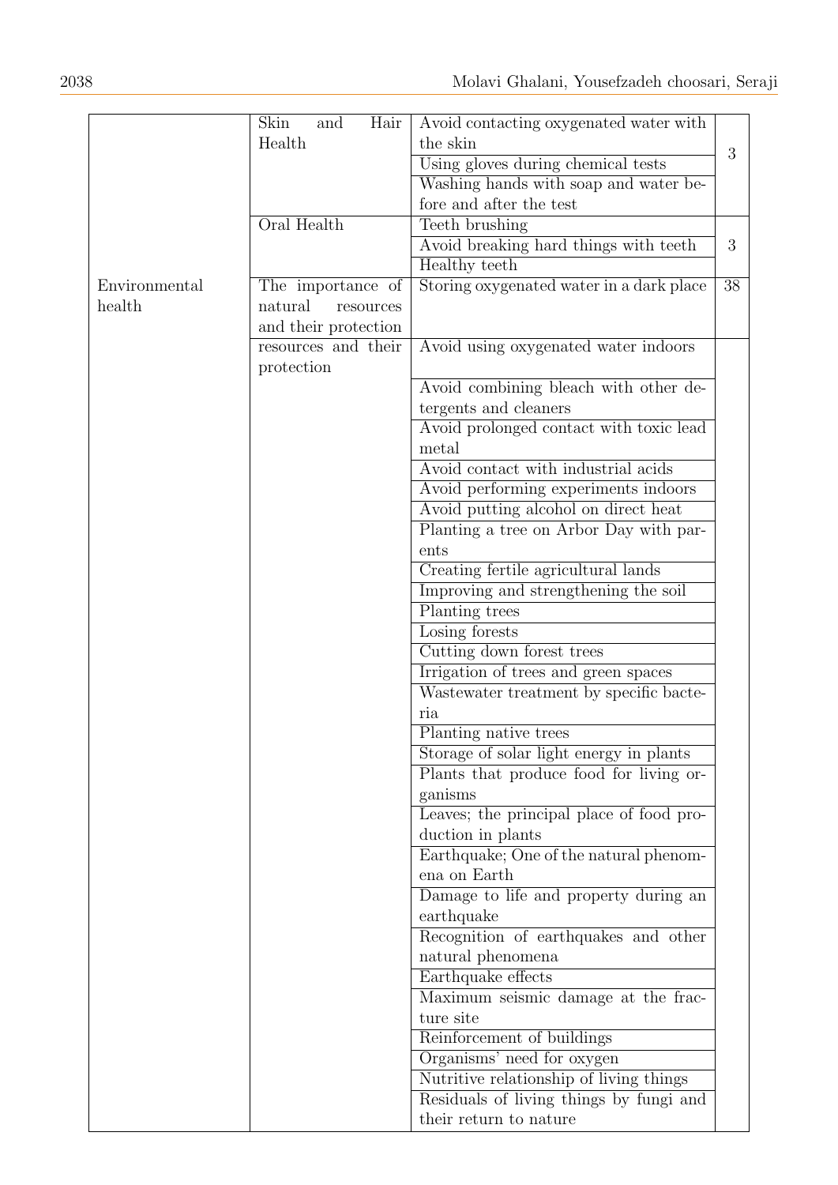| | | | |
|---|---|---|---|
| | Skin and Hair Health | Avoid contacting oxygenated water with the skin | 3 |
| | | Using gloves during chemical tests | |
| | | Washing hands with soap and water before and after the test | |
| | Oral Health | Teeth brushing | 3 |
| | | Avoid breaking hard things with teeth | |
| | | Healthy teeth | |
| Environmental health | The importance of natural resources and their protection | Storing oxygenated water in a dark place | 38 |
| | resources and their protection | Avoid using oxygenated water indoors | |
| | | Avoid combining bleach with other detergents and cleaners | |
| | | Avoid prolonged contact with toxic lead metal | |
| | | Avoid contact with industrial acids | |
| | | Avoid performing experiments indoors | |
| | | Avoid putting alcohol on direct heat | |
| | | Planting a tree on Arbor Day with parents | |
| | | Creating fertile agricultural lands | |
| | | Improving and strengthening the soil | |
| | | Planting trees | |
| | | Losing forests | |
| | | Cutting down forest trees | |
| | | Irrigation of trees and green spaces | |
| | | Wastewater treatment by specific bacteria | |
| | | Planting native trees | |
| | | Storage of solar light energy in plants | |
| | | Plants that produce food for living organisms | |
| | | Leaves; the principal place of food production in plants | |
| | | Earthquake; One of the natural phenomena on Earth | |
| | | Damage to life and property during an earthquake | |
| | | Recognition of earthquakes and other natural phenomena | |
| | | Earthquake effects | |
| | | Maximum seismic damage at the fracture site | |
| | | Reinforcement of buildings | |
| | | Organisms' need for oxygen | |
| | | Nutritive relationship of living things | |
| | | Residuals of living things by fungi and their return to nature | |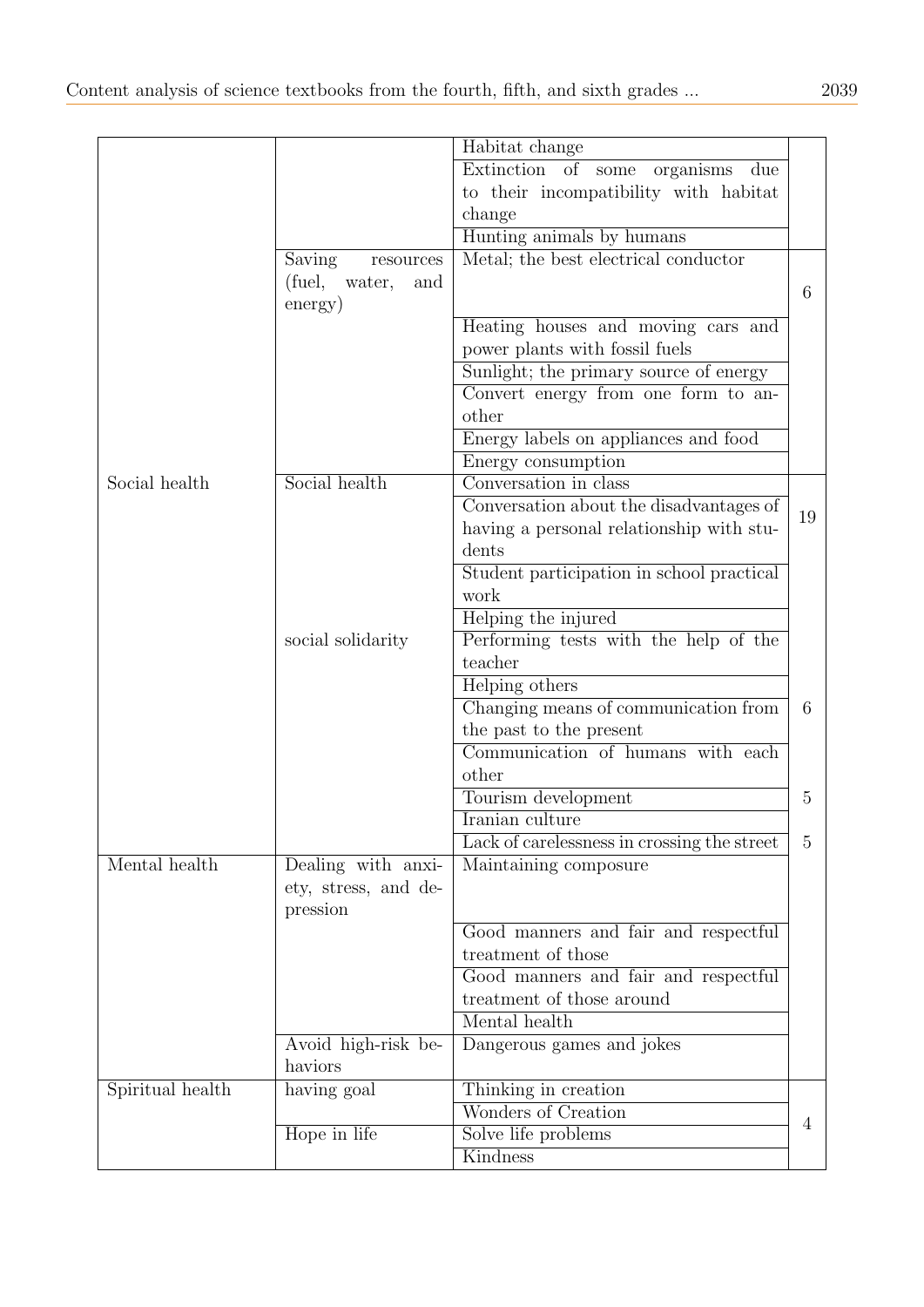| | | | |
|---|---|---|---|
| | | Habitat change | |
| | | Extinction of some organisms due to their incompatibility with habitat change | |
| | | Hunting animals by humans | |
| | Saving resources (fuel, water, and energy) | Metal; the best electrical conductor | 6 |
| | | Heating houses and moving cars and power plants with fossil fuels | |
| | | Sunlight; the primary source of energy | |
| | | Convert energy from one form to another | |
| | | Energy labels on appliances and food | |
| | | Energy consumption | |
| Social health | Social health | Conversation in class | 19 |
| | | Conversation about the disadvantages of having a personal relationship with students | |
| | | Student participation in school practical work | |
| | | Helping the injured | |
| | social solidarity | Performing tests with the help of the teacher | |
| | | Helping others | |
| | | Changing means of communication from the past to the present | 6 |
| | | Communication of humans with each other | |
| | | Tourism development | 5 |
| | | Iranian culture | |
| | | Lack of carelessness in crossing the street | 5 |
| Mental health | Dealing with anxiety, stress, and depression | Maintaining composure | |
| | | Good manners and fair and respectful treatment of those | |
| | | Good manners and fair and respectful treatment of those around | |
| | | Mental health | |
| | Avoid high-risk behaviors | Dangerous games and jokes | |
| Spiritual health | having goal | Thinking in creation | 4 |
| | | Wonders of Creation | |
| | Hope in life | Solve life problems | |
| | | Kindness | |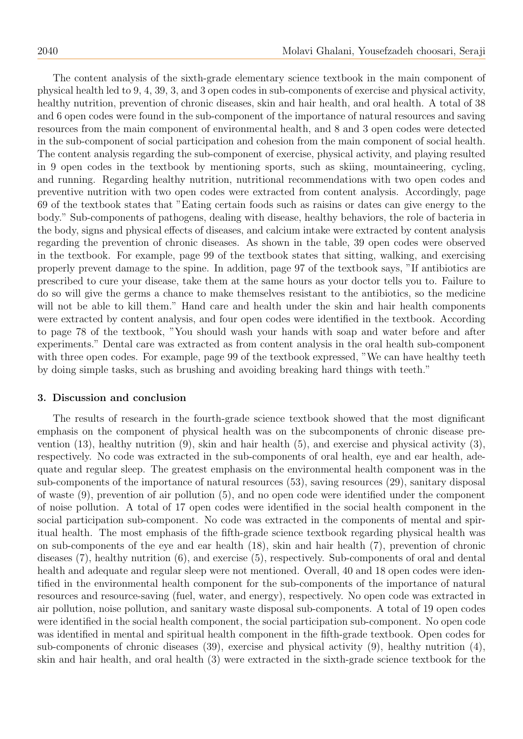The content analysis of the sixth-grade elementary science textbook in the main component of physical health led to 9, 4, 39, 3, and 3 open codes in sub-components of exercise and physical activity, healthy nutrition, prevention of chronic diseases, skin and hair health, and oral health. A total of 38 and 6 open codes were found in the sub-component of the importance of natural resources and saving resources from the main component of environmental health, and 8 and 3 open codes were detected in the sub-component of social participation and cohesion from the main component of social health. The content analysis regarding the sub-component of exercise, physical activity, and playing resulted in 9 open codes in the textbook by mentioning sports, such as skiing, mountaineering, cycling, and running. Regarding healthy nutrition, nutritional recommendations with two open codes and preventive nutrition with two open codes were extracted from content analysis. Accordingly, page 69 of the textbook states that "Eating certain foods such as raisins or dates can give energy to the body." Sub-components of pathogens, dealing with disease, healthy behaviors, the role of bacteria in the body, signs and physical effects of diseases, and calcium intake were extracted by content analysis regarding the prevention of chronic diseases. As shown in the table, 39 open codes were observed in the textbook. For example, page 99 of the textbook states that sitting, walking, and exercising properly prevent damage to the spine. In addition, page 97 of the textbook says, "If antibiotics are prescribed to cure your disease, take them at the same hours as your doctor tells you to. Failure to do so will give the germs a chance to make themselves resistant to the antibiotics, so the medicine will not be able to kill them." Hand care and health under the skin and hair health components were extracted by content analysis, and four open codes were identified in the textbook. According to page 78 of the textbook, "You should wash your hands with soap and water before and after experiments." Dental care was extracted as from content analysis in the oral health sub-component with three open codes. For example, page 99 of the textbook expressed, "We can have healthy teeth by doing simple tasks, such as brushing and avoiding breaking hard things with teeth."

## 3. Discussion and conclusion

The results of research in the fourth-grade science textbook showed that the most dignificant emphasis on the component of physical health was on the subcomponents of chronic disease prevention (13), healthy nutrition (9), skin and hair health (5), and exercise and physical activity (3), respectively. No code was extracted in the sub-components of oral health, eye and ear health, adequate and regular sleep. The greatest emphasis on the environmental health component was in the sub-components of the importance of natural resources (53), saving resources (29), sanitary disposal of waste (9), prevention of air pollution (5), and no open code were identified under the component of noise pollution. A total of 17 open codes were identified in the social health component in the social participation sub-component. No code was extracted in the components of mental and spiritual health. The most emphasis of the fifth-grade science textbook regarding physical health was on sub-components of the eye and ear health (18), skin and hair health (7), prevention of chronic diseases (7), healthy nutrition (6), and exercise (5), respectively. Sub-components of oral and dental health and adequate and regular sleep were not mentioned. Overall, 40 and 18 open codes were identified in the environmental health component for the sub-components of the importance of natural resources and resource-saving (fuel, water, and energy), respectively. No open code was extracted in air pollution, noise pollution, and sanitary waste disposal sub-components. A total of 19 open codes were identified in the social health component, the social participation sub-component. No open code was identified in mental and spiritual health component in the fifth-grade textbook. Open codes for sub-components of chronic diseases (39), exercise and physical activity (9), healthy nutrition (4), skin and hair health, and oral health (3) were extracted in the sixth-grade science textbook for the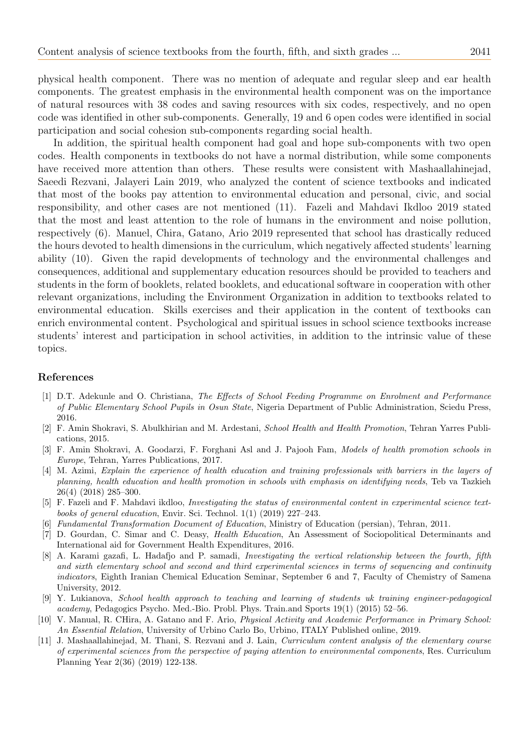physical health component. There was no mention of adequate and regular sleep and ear health components. The greatest emphasis in the environmental health component was on the importance of natural resources with 38 codes and saving resources with six codes, respectively, and no open code was identified in other sub-components. Generally, 19 and 6 open codes were identified in social participation and social cohesion sub-components regarding social health.

In addition, the spiritual health component had goal and hope sub-components with two open codes. Health components in textbooks do not have a normal distribution, while some components have received more attention than others. These results were consistent with Mashaallahinejad, Saeedi Rezvani, Jalayeri Lain 2019, who analyzed the content of science textbooks and indicated that most of the books pay attention to environmental education and personal, civic, and social responsibility, and other cases are not mentioned (11). Fazeli and Mahdavi Ikdloo 2019 stated that the most and least attention to the role of humans in the environment and noise pollution, respectively (6). Manuel, Chira, Gatano, Ario 2019 represented that school has drastically reduced the hours devoted to health dimensions in the curriculum, which negatively affected students' learning ability (10). Given the rapid developments of technology and the environmental challenges and consequences, additional and supplementary education resources should be provided to teachers and students in the form of booklets, related booklets, and educational software in cooperation with other relevant organizations, including the Environment Organization in addition to textbooks related to environmental education. Skills exercises and their application in the content of textbooks can enrich environmental content. Psychological and spiritual issues in school science textbooks increase students' interest and participation in school activities, in addition to the intrinsic value of these topics.

## References

[1] D.T. Adekunle and O. Christiana, *The Effects of School Feeding Programme on Enrolment and Performance of Public Elementary School Pupils in Osun State*, Nigeria Department of Public Administration, Sciedu Press, 2016.

[2] F. Amin Shokravi, S. Abulkhirian and M. Ardestani, *School Health and Health Promotion*, Tehran Yarres Publications, 2015.

[3] F. Amin Shokravi, A. Goodarzi, F. Forghani Asl and J. Pajooh Fam, *Models of health promotion schools in Europe*, Tehran, Yarres Publications, 2017.

[4] M. Azimi, *Explain the experience of health education and training professionals with barriers in the layers of planning, health education and health promotion in schools with emphasis on identifying needs*, Teb va Tazkieh 26(4) (2018) 285–300.

[5] F. Fazeli and F. Mahdavi ikdloo, *Investigating the status of environmental content in experimental science textbooks of general education*, Envir. Sci. Technol. 1(1) (2019) 227–243.

[6] *Fundamental Transformation Document of Education*, Ministry of Education (persian), Tehran, 2011.

[7] D. Gourdan, C. Simar and C. Deasy, *Health Education*, An Assessment of Sociopolitical Determinants and International aid for Government Health Expenditures, 2016.

[8] A. Karami gazafi, L. Hadafjo and P. samadi, *Investigating the vertical relationship between the fourth, fifth and sixth elementary school and second and third experimental sciences in terms of sequencing and continuity indicators*, Eighth Iranian Chemical Education Seminar, September 6 and 7, Faculty of Chemistry of Samena University, 2012.

[9] Y. Lukianova, *School health approach to teaching and learning of students uk training engineer-pedagogical academy*, Pedagogics Psycho. Med.-Bio. Probl. Phys. Train.and Sports 19(1) (2015) 52–56.

[10] V. Manual, R. CHira, A. Gatano and F. Ario, *Physical Activity and Academic Performance in Primary School: An Essential Relation*, University of Urbino Carlo Bo, Urbino, ITALY Published online, 2019.

[11] J. Mashaallahinejad, M. Thani, S. Rezvani and J. Lain, *Curriculum content analysis of the elementary course of experimental sciences from the perspective of paying attention to environmental components*, Res. Curriculum Planning Year 2(36) (2019) 122-138.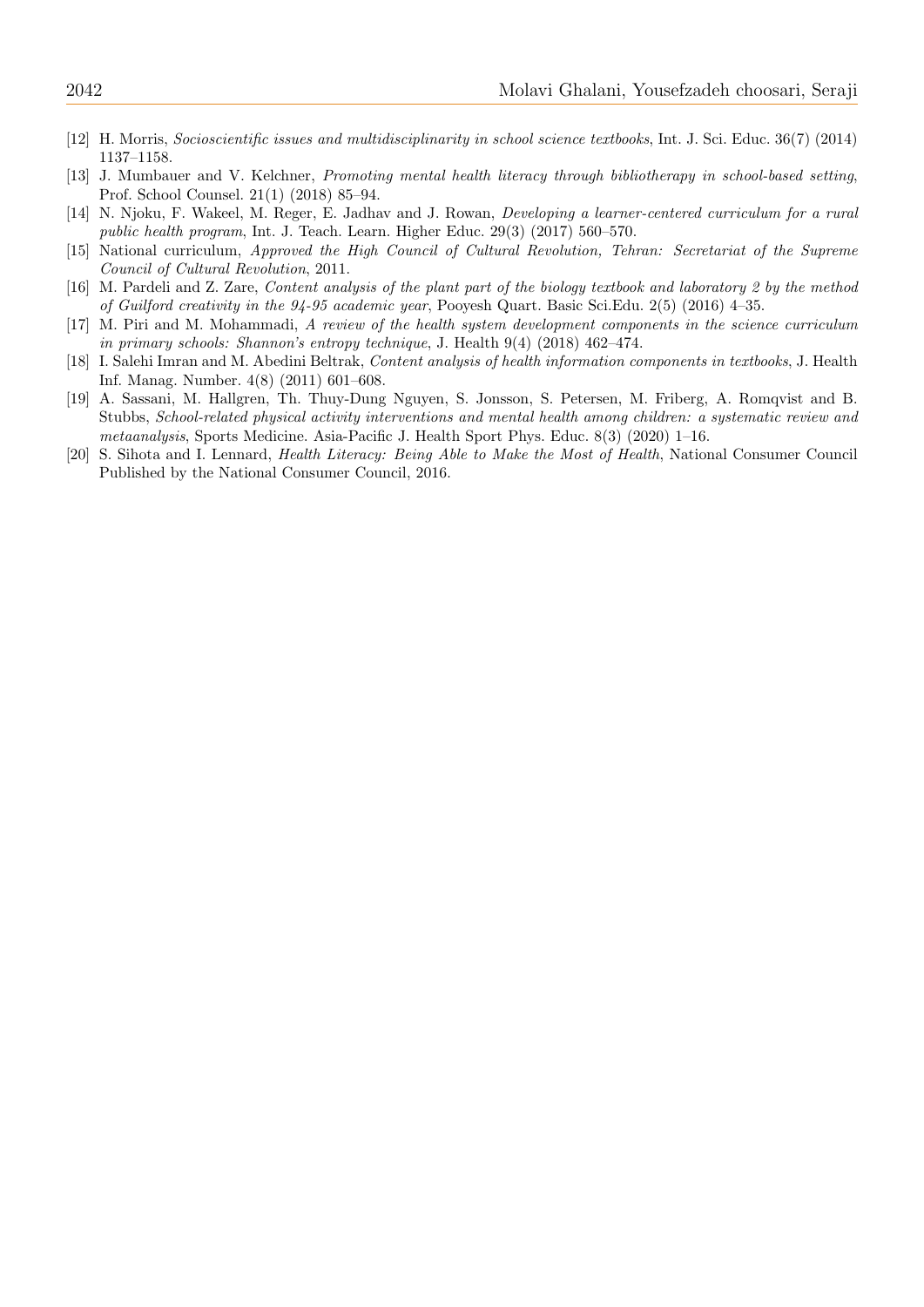[12] H. Morris, *Socioscientific issues and multidisciplinarity in school science textbooks*, Int. J. Sci. Educ. 36(7) (2014) 1137–1158.

[13] J. Mumbauer and V. Kelchner, *Promoting mental health literacy through bibliotherapy in school-based setting*, Prof. School Counsel. 21(1) (2018) 85–94.

[14] N. Njoku, F. Wakeel, M. Reger, E. Jadhav and J. Rowan, *Developing a learner-centered curriculum for a rural public health program*, Int. J. Teach. Learn. Higher Educ. 29(3) (2017) 560–570.

[15] National curriculum, *Approved the High Council of Cultural Revolution, Tehran: Secretariat of the Supreme Council of Cultural Revolution*, 2011.

[16] M. Pardeli and Z. Zare, *Content analysis of the plant part of the biology textbook and laboratory 2 by the method of Guilford creativity in the 94-95 academic year*, Pooyesh Quart. Basic Sci.Edu. 2(5) (2016) 4–35.

[17] M. Piri and M. Mohammadi, *A review of the health system development components in the science curriculum in primary schools: Shannon's entropy technique*, J. Health 9(4) (2018) 462–474.

[18] I. Salehi Imran and M. Abedini Beltrak, *Content analysis of health information components in textbooks*, J. Health Inf. Manag. Number. 4(8) (2011) 601–608.

[19] A. Sassani, M. Hallgren, Th. Thuy-Dung Nguyen, S. Jonsson, S. Petersen, M. Friberg, A. Romqvist and B. Stubbs, *School-related physical activity interventions and mental health among children: a systematic review and metaanalysis*, Sports Medicine. Asia-Pacific J. Health Sport Phys. Educ. 8(3) (2020) 1–16.

[20] S. Sihota and I. Lennard, *Health Literacy: Being Able to Make the Most of Health*, National Consumer Council Published by the National Consumer Council, 2016.